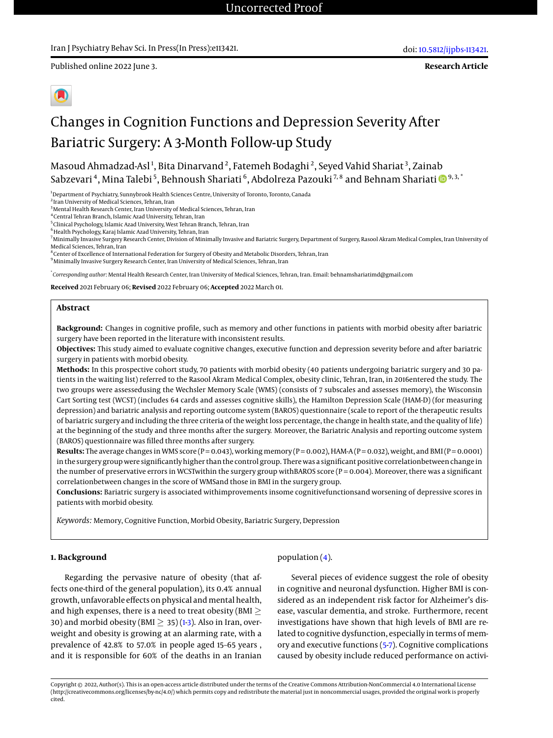Uncorrected Proof

Published online 2022 June 3.

**Research Article**

# Changes in Cognition Functions and Depression Severity After Bariatric Surgery: A 3-Month Follow-up Study

Masoud Ahmadzad-Asl[1], Bita Dinarvand[2], Fatemeh Bodaghi[2], Seyed Vahid Shariat[3], Zainab Sabzevari[4], Mina Talebi[5], Behnoush Shariati[6], Abdolreza Pazouki[7,8] and Behnam Shariati[9,3,*]

[1]Department of Psychiatry, Sunnybrook Health Sciences Centre, University of Toronto, Toronto, Canada
[2]Iran University of Medical Sciences, Tehran, Iran
[3]Mental Health Research Center, Iran University of Medical Sciences, Tehran, Iran
[4]Central Tehran Branch, Islamic Azad University, Tehran, Iran
[5]Clinical Psychology, Islamic Azad University, West Tehran Branch, Tehran, Iran
[6]Health Psychology, Karaj Islamic Azad University, Tehran, Iran
[7]Minimally Invasive Surgery Research Center, Division of Minimally Invasive and Bariatric Surgery, Department of Surgery, Rasool Akram Medical Complex, Iran University of Medical Sciences, Tehran, Iran
[8]Center of Excellence of International Federation for Surgery of Obesity and Metabolic Disorders, Tehran, Iran
[9]Minimally Invasive Surgery Research Center, Iran University of Medical Sciences, Tehran, Iran

[*]*Corresponding author*: Mental Health Research Center, Iran University of Medical Sciences, Tehran, Iran. Email: behnamshariatimd@gmail.com

**Received** 2021 February 06; **Revised** 2022 February 06; **Accepted** 2022 March 01.

## Abstract

**Background:** Changes in cognitive profile, such as memory and other functions in patients with morbid obesity after bariatric surgery have been reported in the literature with inconsistent results.

**Objectives:** This study aimed to evaluate cognitive changes, executive function and depression severity before and after bariatric surgery in patients with morbid obesity.

**Methods:** In this prospective cohort study, 70 patients with morbid obesity (40 patients undergoing bariatric surgery and 30 patients in the waiting list) referred to the Rasool Akram Medical Complex, obesity clinic, Tehran, Iran, in 2016entered the study. The two groups were assessedusing the Wechsler Memory Scale (WMS) (consists of 7 subscales and assesses memory), the Wisconsin Cart Sorting test (WCST) (includes 64 cards and assesses cognitive skills), the Hamilton Depression Scale (HAM-D) (for measuring depression) and bariatric analysis and reporting outcome system (BAROS) questionnaire (scale to report of the therapeutic results of bariatric surgery and including the three criteria of the weight loss percentage, the change in health state, and the quality of life) at the beginning of the study and three months after the surgery. Moreover, the Bariatric Analysis and reporting outcome system (BAROS) questionnaire was filled three months after surgery.

**Results:** The average changes in WMS score (P = 0.043), working memory (P = 0.002), HAM-A (P = 0.032), weight, and BMI (P = 0.0001) in the surgery group were significantly higher than the control group. There was a significant positive correlationbetween change in the number of preservative errors in WCSTwithin the surgery group withBAROS score (P = 0.004). Moreover, there was a significant correlationbetween changes in the score of WMSand those in BMI in the surgery group.

**Conclusions:** Bariatric surgery is associated withimprovements insome cognitivefunctionsand worsening of depressive scores in patients with morbid obesity.

*Keywords:* Memory, Cognitive Function, Morbid Obesity, Bariatric Surgery, Depression

## 1. Background

Regarding the pervasive nature of obesity (that affects one-third of the general population), its 0.4% annual growth, unfavorable effects on physical and mental health, and high expenses, there is a need to treat obesity (BMI $\geq$ 30) and morbid obesity (BMI $\geq$ 35) (1-3). Also in Iran, overweight and obesity is growing at an alarming rate, with a prevalence of 42.8% to 57.0% in people aged 15–65 years , and it is responsible for 60% of the deaths in an Iranian population (4).

Several pieces of evidence suggest the role of obesity in cognitive and neuronal dysfunction. Higher BMI is considered as an independent risk factor for Alzheimer's disease, vascular dementia, and stroke. Furthermore, recent investigations have shown that high levels of BMI are related to cognitive dysfunction, especially in terms of memory and executive functions (5-7). Cognitive complications caused by obesity include reduced performance on activi-

Copyright © 2022, Author(s). This is an open-access article distributed under the terms of the Creative Commons Attribution-NonCommercial 4.0 International License (http://creativecommons.org/licenses/by-nc/4.0/) which permits copy and redistribute the material just in noncommercial usages, provided the original work is properly cited.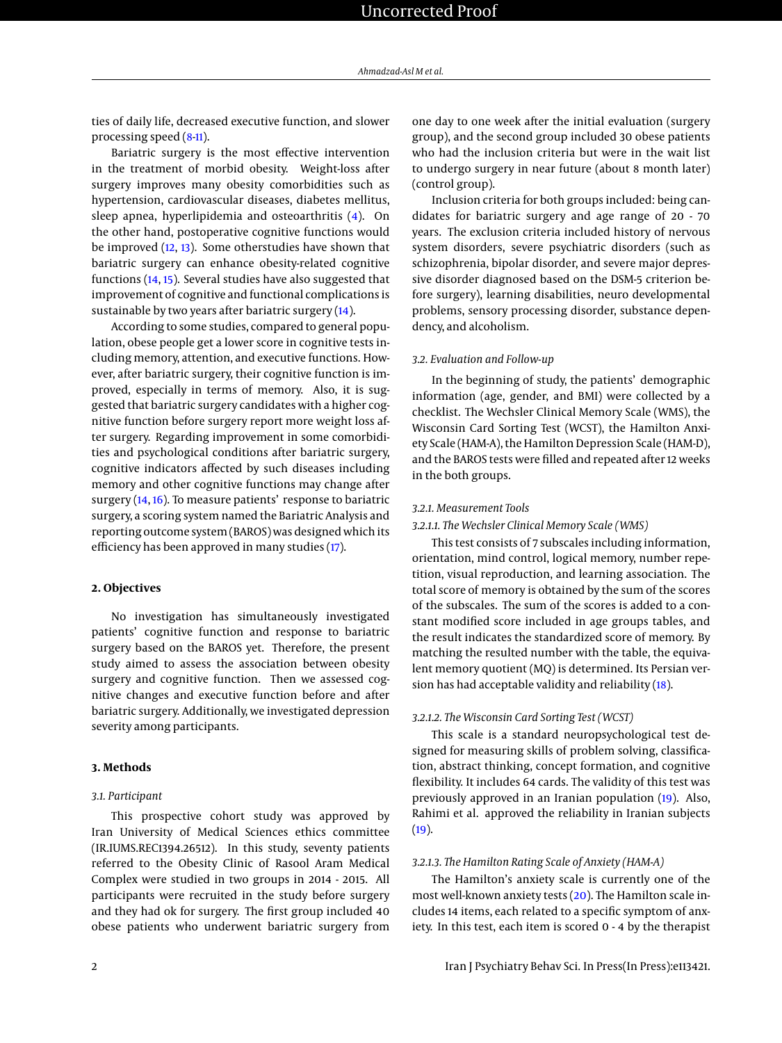ties of daily life, decreased executive function, and slower processing speed (8-11).

Bariatric surgery is the most effective intervention in the treatment of morbid obesity. Weight-loss after surgery improves many obesity comorbidities such as hypertension, cardiovascular diseases, diabetes mellitus, sleep apnea, hyperlipidemia and osteoarthritis (4). On the other hand, postoperative cognitive functions would be improved (12, 13). Some otherstudies have shown that bariatric surgery can enhance obesity-related cognitive functions (14, 15). Several studies have also suggested that improvement of cognitive and functional complications is sustainable by two years after bariatric surgery (14).

According to some studies, compared to general population, obese people get a lower score in cognitive tests including memory, attention, and executive functions. However, after bariatric surgery, their cognitive function is improved, especially in terms of memory. Also, it is suggested that bariatric surgery candidates with a higher cognitive function before surgery report more weight loss after surgery. Regarding improvement in some comorbidities and psychological conditions after bariatric surgery, cognitive indicators affected by such diseases including memory and other cognitive functions may change after surgery (14, 16). To measure patients' response to bariatric surgery, a scoring system named the Bariatric Analysis and reporting outcome system (BAROS) was designed which its efficiency has been approved in many studies (17).

## 2. Objectives

No investigation has simultaneously investigated patients' cognitive function and response to bariatric surgery based on the BAROS yet. Therefore, the present study aimed to assess the association between obesity surgery and cognitive function. Then we assessed cognitive changes and executive function before and after bariatric surgery. Additionally, we investigated depression severity among participants.

## 3. Methods

### 3.1. Participant

This prospective cohort study was approved by Iran University of Medical Sciences ethics committee (IR.IUMS.REC1394.26512). In this study, seventy patients referred to the Obesity Clinic of Rasool Aram Medical Complex were studied in two groups in 2014 - 2015. All participants were recruited in the study before surgery and they had ok for surgery. The first group included 40 obese patients who underwent bariatric surgery from one day to one week after the initial evaluation (surgery group), and the second group included 30 obese patients who had the inclusion criteria but were in the wait list to undergo surgery in near future (about 8 month later) (control group).

Inclusion criteria for both groups included: being candidates for bariatric surgery and age range of 20 - 70 years. The exclusion criteria included history of nervous system disorders, severe psychiatric disorders (such as schizophrenia, bipolar disorder, and severe major depressive disorder diagnosed based on the DSM-5 criterion before surgery), learning disabilities, neuro developmental problems, sensory processing disorder, substance dependency, and alcoholism.

### 3.2. Evaluation and Follow-up

In the beginning of study, the patients' demographic information (age, gender, and BMI) were collected by a checklist. The Wechsler Clinical Memory Scale (WMS), the Wisconsin Card Sorting Test (WCST), the Hamilton Anxiety Scale (HAM-A), the Hamilton Depression Scale (HAM-D), and the BAROS tests were filled and repeated after 12 weeks in the both groups.

#### 3.2.1. Measurement Tools

##### 3.2.1.1. The Wechsler Clinical Memory Scale (WMS)

This test consists of 7 subscales including information, orientation, mind control, logical memory, number repetition, visual reproduction, and learning association. The total score of memory is obtained by the sum of the scores of the subscales. The sum of the scores is added to a constant modified score included in age groups tables, and the result indicates the standardized score of memory. By matching the resulted number with the table, the equivalent memory quotient (MQ) is determined. Its Persian version has had acceptable validity and reliability (18).

##### 3.2.1.2. The Wisconsin Card Sorting Test (WCST)

This scale is a standard neuropsychological test designed for measuring skills of problem solving, classification, abstract thinking, concept formation, and cognitive flexibility. It includes 64 cards. The validity of this test was previously approved in an Iranian population (19). Also, Rahimi et al. approved the reliability in Iranian subjects (19).

##### 3.2.1.3. The Hamilton Rating Scale of Anxiety (HAM-A)

The Hamilton's anxiety scale is currently one of the most well-known anxiety tests (20). The Hamilton scale includes 14 items, each related to a specific symptom of anxiety. In this test, each item is scored 0 - 4 by the therapist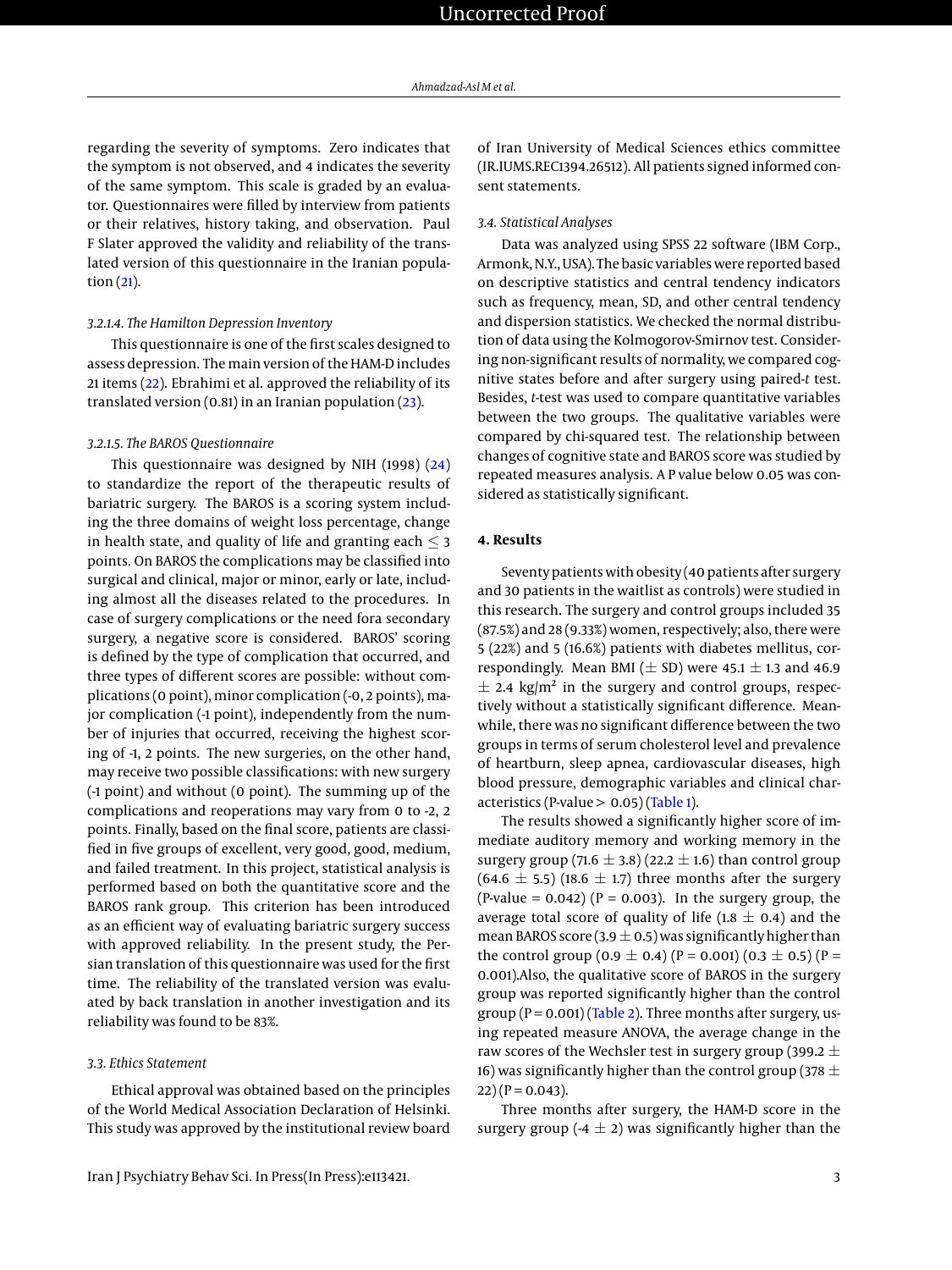regarding the severity of symptoms. Zero indicates that the symptom is not observed, and 4 indicates the severity of the same symptom. This scale is graded by an evaluator. Questionnaires were filled by interview from patients or their relatives, history taking, and observation. Paul F Slater approved the validity and reliability of the translated version of this questionnaire in the Iranian population (21).

#### 3.2.1.4. The Hamilton Depression Inventory

This questionnaire is one of the first scales designed to assess depression. The main version of the HAM-D includes 21 items (22). Ebrahimi et al. approved the reliability of its translated version (0.81) in an Iranian population (23).

#### 3.2.1.5. The BAROS Questionnaire

This questionnaire was designed by NIH (1998) (24) to standardize the report of the therapeutic results of bariatric surgery. The BAROS is a scoring system including the three domains of weight loss percentage, change in health state, and quality of life and granting each $\leq 3$ points. On BAROS the complications may be classified into surgical and clinical, major or minor, early or late, including almost all the diseases related to the procedures. In case of surgery complications or the need fora secondary surgery, a negative score is considered. BAROS' scoring is defined by the type of complication that occurred, and three types of different scores are possible: without complications (0 point), minor complication (-0, 2 points), major complication (-1 point), independently from the number of injuries that occurred, receiving the highest scoring of -1, 2 points. The new surgeries, on the other hand, may receive two possible classifications: with new surgery (-1 point) and without (0 point). The summing up of the complications and reoperations may vary from 0 to -2, 2 points. Finally, based on the final score, patients are classified in five groups of excellent, very good, good, medium, and failed treatment. In this project, statistical analysis is performed based on both the quantitative score and the BAROS rank group. This criterion has been introduced as an efficient way of evaluating bariatric surgery success with approved reliability. In the present study, the Persian translation of this questionnaire was used for the first time. The reliability of the translated version was evaluated by back translation in another investigation and its reliability was found to be 83%.

### 3.3. Ethics Statement

Ethical approval was obtained based on the principles of the World Medical Association Declaration of Helsinki. This study was approved by the institutional review board of Iran University of Medical Sciences ethics committee (IR.IUMS.REC1394.26512). All patients signed informed consent statements.

### 3.4. Statistical Analyses

Data was analyzed using SPSS 22 software (IBM Corp., Armonk, N.Y., USA). The basic variables were reported based on descriptive statistics and central tendency indicators such as frequency, mean, SD, and other central tendency and dispersion statistics. We checked the normal distribution of data using the Kolmogorov-Smirnov test. Considering non-significant results of normality, we compared cognitive states before and after surgery using paired-*t* test. Besides, *t*-test was used to compare quantitative variables between the two groups. The qualitative variables were compared by chi-squared test. The relationship between changes of cognitive state and BAROS score was studied by repeated measures analysis. A P value below 0.05 was considered as statistically significant.

## 4. Results

Seventy patients with obesity (40 patients after surgery and 30 patients in the waitlist as controls) were studied in this research. The surgery and control groups included 35 (87.5%) and 28 (9.33%) women, respectively; also, there were 5 (22%) and 5 (16.6%) patients with diabetes mellitus, correspondingly. Mean BMI ($\pm$ SD) were 45.1 $\pm$ 1.3 and 46.9 $\pm$ 2.4 kg/m$^2$ in the surgery and control groups, respectively without a statistically significant difference. Meanwhile, there was no significant difference between the two groups in terms of serum cholesterol level and prevalence of heartburn, sleep apnea, cardiovascular diseases, high blood pressure, demographic variables and clinical characteristics (P-value > 0.05) (Table 1).

The results showed a significantly higher score of immediate auditory memory and working memory in the surgery group (71.6 $\pm$ 3.8) (22.2 $\pm$ 1.6) than control group (64.6 $\pm$ 5.5) (18.6 $\pm$ 1.7) three months after the surgery (P-value = 0.042) (P = 0.003). In the surgery group, the average total score of quality of life (1.8 $\pm$ 0.4) and the mean BAROS score (3.9 $\pm$ 0.5) was significantly higher than the control group (0.9 $\pm$ 0.4) (P = 0.001) (0.3 $\pm$ 0.5) (P = 0.001).Also, the qualitative score of BAROS in the surgery group was reported significantly higher than the control group (P = 0.001) (Table 2). Three months after surgery, using repeated measure ANOVA, the average change in the raw scores of the Wechsler test in surgery group (399.2 $\pm$ 16) was significantly higher than the control group (378 $\pm$ 22) (P = 0.043).

Three months after surgery, the HAM-D score in the surgery group (-4 $\pm$ 2) was significantly higher than the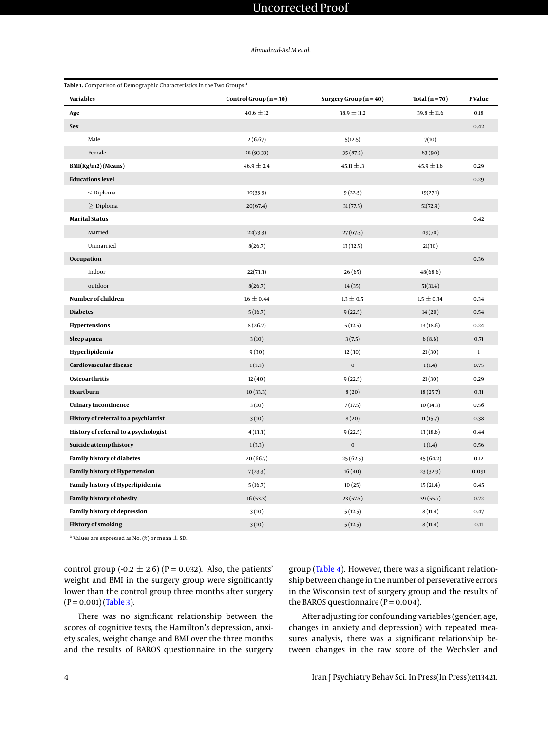**Table 1.** Comparison of Demographic Characteristics in the Two Groups [a]

| Variables | Control Group (n = 30) | Surgery Group (n = 40) | Total (n = 70) | P Value |
|---|---|---|---|---|
| **Age** | 40.6 ± 12 | 38.9 ± 11.2 | 39.8 ± 11.6 | 0.18 |
| **Sex** | | | | 0.42 |
| Male | 2 (6.67) | 5(12.5) | 7(10) | |
| Female | 28 (93.33) | 35 (87.5) | 63 (90) | |
| **BMI(Kg/m2) (Means)** | 46.9 ± 2.4 | 45.11 ± .3 | 45.9 ± 1.6 | 0.29 |
| **Educations level** | | | | 0.29 |
| < Diploma | 10(33.3) | 9 (22.5) | 19(27.1) | |
| ≥ Diploma | 20(67.4) | 31 (77.5) | 51(72.9) | |
| **Marital Status** | | | | 0.42 |
| Married | 22(73.3) | 27 (67.5) | 49(70) | |
| Unmarried | 8(26.7) | 13 (32.5) | 21(30) | |
| **Occupation** | | | | 0.36 |
| Indoor | 22(73.3) | 26 (65) | 48(68.6) | |
| outdoor | 8(26.7) | 14 (35) | 51(31.4) | |
| **Number of children** | 1.6 ± 0.44 | 1.3 ± 0.5 | 1.5 ± 0.34 | 0.34 |
| **Diabetes** | 5 (16.7) | 9 (22.5) | 14 (20) | 0.54 |
| **Hypertensions** | 8 (26.7) | 5 (12.5) | 13 (18.6) | 0.24 |
| **Sleep apnea** | 3 (10) | 3 (7.5) | 6 (8.6) | 0.71 |
| **Hyperlipidemia** | 9 (30) | 12 (30) | 21 (30) | 1 |
| **Cardiovascular disease** | 1 (3.3) | 0 | 1 (1.4) | 0.75 |
| **Osteoarthritis** | 12 (40) | 9 (22.5) | 21 (30) | 0.29 |
| **Heartburn** | 10 (33.3) | 8 (20) | 18 (25.7) | 0.31 |
| **Urinary Incontinence** | 3 (10) | 7 (17.5) | 10 (14.3) | 0.56 |
| **History of referral to a psychiatrist** | 3 (10) | 8 (20) | 11 (15.7) | 0.38 |
| **History of referral to a psychologist** | 4 (13.3) | 9 (22.5) | 13 (18.6) | 0.44 |
| **Suicide attempthistory** | 1 (3.3) | 0 | 1 (1.4) | 0.56 |
| **Family history of diabetes** | 20 (66.7) | 25 (62.5) | 45 (64.2) | 0.12 |
| **Family history of Hypertension** | 7 (23.3) | 16 (40) | 23 (32.9) | 0.091 |
| **Family history of Hyperlipidemia** | 5 (16.7) | 10 (25) | 15 (21.4) | 0.45 |
| **Family history of obesity** | 16 (53.3) | 23 (57.5) | 39 (55.7) | 0.72 |
| **Family history of depression** | 3 (10) | 5 (12.5) | 8 (11.4) | 0.47 |
| **History of smoking** | 3 (10) | 5 (12.5) | 8 (11.4) | 0.11 |

[a] Values are expressed as No. (%) or mean ± SD.

control group (-0.2 ± 2.6) (P = 0.032). Also, the patients' weight and BMI in the surgery group were significantly lower than the control group three months after surgery (P = 0.001) (Table 3).

There was no significant relationship between the scores of cognitive tests, the Hamilton's depression, anxiety scales, weight change and BMI over the three months and the results of BAROS questionnaire in the surgery group (Table 4). However, there was a significant relationship between change in the number of perseverative errors in the Wisconsin test of surgery group and the results of the BAROS questionnaire (P = 0.004).

After adjusting for confounding variables (gender, age, changes in anxiety and depression) with repeated measures analysis, there was a significant relationship between changes in the raw score of the Wechsler and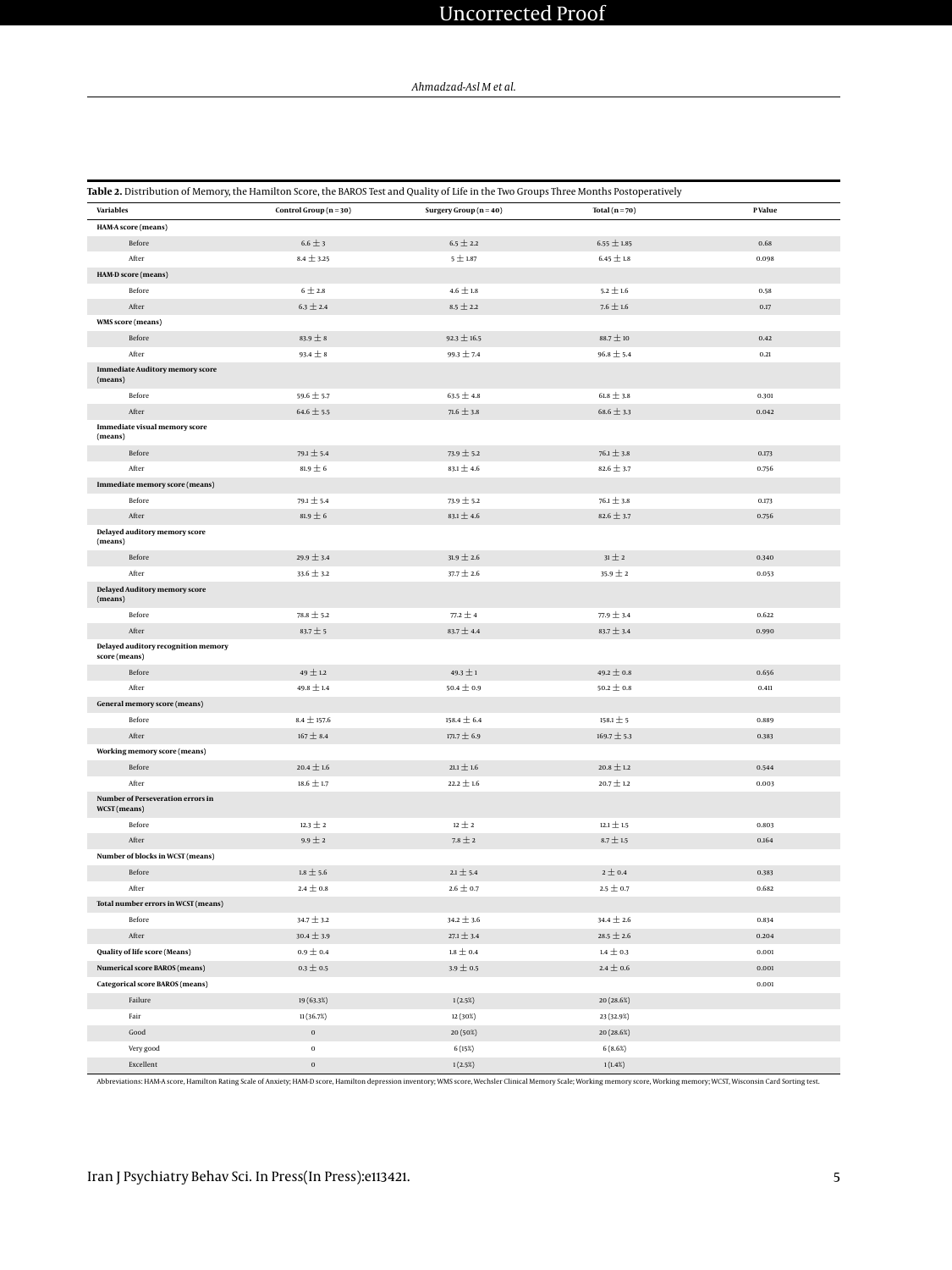**Table 2.** Distribution of Memory, the Hamilton Score, the BAROS Test and Quality of Life in the Two Groups Three Months Postoperatively

| Variables | Control Group (n = 30) | Surgery Group (n = 40) | Total (n = 70) | P Value |
|---|---|---|---|---|
| **HAM-A score (means)** | | | | |
| Before | 6.6 ± 3 | 6.5 ± 2.2 | 6.55 ± 1.85 | 0.68 |
| After | 8.4 ± 3.25 | 5 ± 1.87 | 6.45 ± 1.8 | 0.098 |
| **HAM-D score (means)** | | | | |
| Before | 6 ± 2.8 | 4.6 ± 1.8 | 5.2 ± 1.6 | 0.58 |
| After | 6.3 ± 2.4 | 8.5 ± 2.2 | 7.6 ± 1.6 | 0.17 |
| **WMS score (means)** | | | | |
| Before | 83.9 ± 8 | 92.3 ± 16.5 | 88.7 ± 10 | 0.42 |
| After | 93.4 ± 8 | 99.3 ± 7.4 | 96.8 ± 5.4 | 0.21 |
| **Immediate Auditory memory score (means)** | | | | |
| Before | 59.6 ± 5.7 | 63.5 ± 4.8 | 61.8 ± 3.8 | 0.301 |
| After | 64.6 ± 5.5 | 71.6 ± 3.8 | 68.6 ± 3.3 | 0.042 |
| **Immediate visual memory score (means)** | | | | |
| Before | 79.1 ± 5.4 | 73.9 ± 5.2 | 76.1 ± 3.8 | 0.173 |
| After | 81.9 ± 6 | 83.1 ± 4.6 | 82.6 ± 3.7 | 0.756 |
| **Immediate memory score (means)** | | | | |
| Before | 79.1 ± 5.4 | 73.9 ± 5.2 | 76.1 ± 3.8 | 0.173 |
| After | 81.9 ± 6 | 83.1 ± 4.6 | 82.6 ± 3.7 | 0.756 |
| **Delayed auditory memory score (means)** | | | | |
| Before | 29.9 ± 3.4 | 31.9 ± 2.6 | 31 ± 2 | 0.340 |
| After | 33.6 ± 3.2 | 37.7 ± 2.6 | 35.9 ± 2 | 0.053 |
| **Delayed Auditory memory score (means)** | | | | |
| Before | 78.8 ± 5.2 | 77.2 ± 4 | 77.9 ± 3.4 | 0.622 |
| After | 83.7 ± 5 | 83.7 ± 4.4 | 83.7 ± 3.4 | 0.990 |
| **Delayed auditory recognition memory score (means)** | | | | |
| Before | 49 ± 1.2 | 49.3 ± 1 | 49.2 ± 0.8 | 0.656 |
| After | 49.8 ± 1.4 | 50.4 ± 0.9 | 50.2 ± 0.8 | 0.411 |
| **General memory score (means)** | | | | |
| Before | 8.4 ± 157.6 | 158.4 ± 6.4 | 158.1 ± 5 | 0.889 |
| After | 167 ± 8.4 | 171.7 ± 6.9 | 169.7 ± 5.3 | 0.383 |
| **Working memory score (means)** | | | | |
| Before | 20.4 ± 1.6 | 21.1 ± 1.6 | 20.8 ± 1.2 | 0.544 |
| After | 18.6 ± 1.7 | 22.2 ± 1.6 | 20.7 ± 1.2 | 0.003 |
| **Number of Perseveration errors in WCST (means)** | | | | |
| Before | 12.3 ± 2 | 12 ± 2 | 12.1 ± 1.5 | 0.803 |
| After | 9.9 ± 2 | 7.8 ± 2 | 8.7 ± 1.5 | 0.164 |
| **Number of blocks in WCST (means)** | | | | |
| Before | 1.8 ± 5.6 | 2.1 ± 5.4 | 2 ± 0.4 | 0.383 |
| After | 2.4 ± 0.8 | 2.6 ± 0.7 | 2.5 ± 0.7 | 0.682 |
| **Total number errors in WCST (means)** | | | | |
| Before | 34.7 ± 3.2 | 34.2 ± 3.6 | 34.4 ± 2.6 | 0.834 |
| After | 30.4 ± 3.9 | 27.1 ± 3.4 | 28.5 ± 2.6 | 0.204 |
| **Quality of life score (Means)** | 0.9 ± 0.4 | 1.8 ± 0.4 | 1.4 ± 0.3 | 0.001 |
| **Numerical score BAROS (means)** | 0.3 ± 0.5 | 3.9 ± 0.5 | 2.4 ± 0.6 | 0.001 |
| **Categorical score BAROS (means)** | | | | 0.001 |
| Failure | 19 (63.3%) | 1 (2.5%) | 20 (28.6%) | |
| Fair | 11 (36.7%) | 12 (30%) | 23 (32.9%) | |
| Good | 0 | 20 (50%) | 20 (28.6%) | |
| Very good | 0 | 6 (15%) | 6 (8.6%) | |
| Excellent | 0 | 1 (2.5%) | 1 (1.4%) | |

Abbreviations: HAM-A score, Hamilton Rating Scale of Anxiety; HAM-D score, Hamilton depression inventory; WMS score, Wechsler Clinical Memory Scale; Working memory score, Working memory; WCST, Wisconsin Card Sorting test.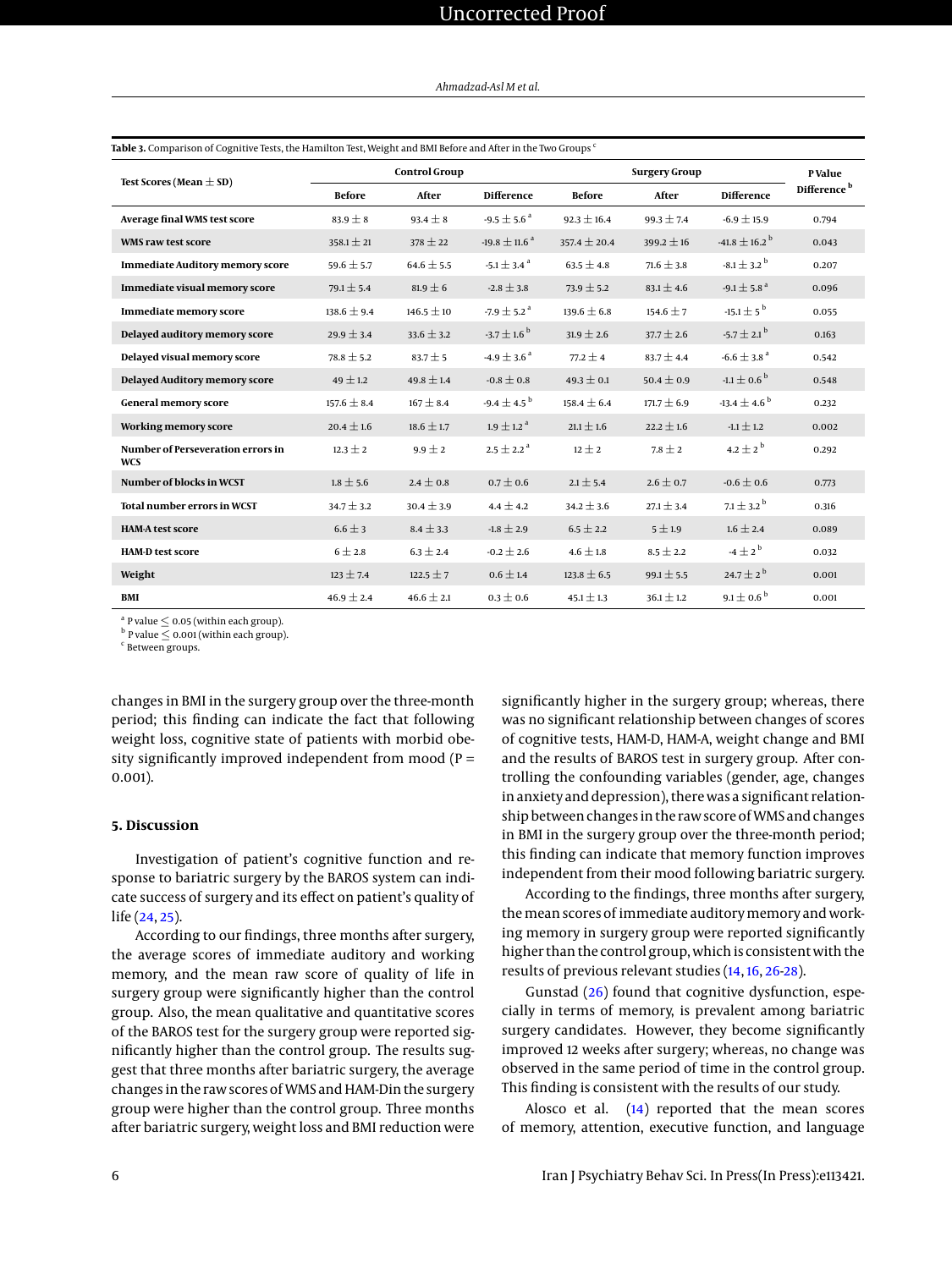**Table 3.** Comparison of Cognitive Tests, the Hamilton Test, Weight and BMI Before and After in the Two Groups [c]

| Test Scores (Mean ± SD) | Control Group | | | Surgery Group | | | P Value Difference [b] |
|---|---|---|---|---|---|---|---|
| | Before | After | Difference | Before | After | Difference | |
| **Average final WMS test score** | 83.9 ± 8 | 93.4 ± 8 | -9.5 ± 5.6 [a] | 92.3 ± 16.4 | 99.3 ± 7.4 | -6.9 ± 15.9 | 0.794 |
| **WMS raw test score** | 358.1 ± 21 | 378 ± 22 | -19.8 ± 11.6 [a] | 357.4 ± 20.4 | 399.2 ± 16 | -41.8 ± 16.2 [b] | 0.043 |
| **Immediate Auditory memory score** | 59.6 ± 5.7 | 64.6 ± 5.5 | -5.1 ± 3.4 [a] | 63.5 ± 4.8 | 71.6 ± 3.8 | -8.1 ± 3.2 [b] | 0.207 |
| **Immediate visual memory score** | 79.1 ± 5.4 | 81.9 ± 6 | -2.8 ± 3.8 | 73.9 ± 5.2 | 83.1 ± 4.6 | -9.1 ± 5.8 [a] | 0.096 |
| **Immediate memory score** | 138.6 ± 9.4 | 146.5 ± 10 | -7.9 ± 5.2 [a] | 139.6 ± 6.8 | 154.6 ± 7 | -15.1 ± 5 [b] | 0.055 |
| **Delayed auditory memory score** | 29.9 ± 3.4 | 33.6 ± 3.2 | -3.7 ± 1.6 [b] | 31.9 ± 2.6 | 37.7 ± 2.6 | -5.7 ± 2.1 [b] | 0.163 |
| **Delayed visual memory score** | 78.8 ± 5.2 | 83.7 ± 5 | -4.9 ± 3.6 [a] | 77.2 ± 4 | 83.7 ± 4.4 | -6.6 ± 3.8 [a] | 0.542 |
| **Delayed Auditory memory score** | 49 ± 1.2 | 49.8 ± 1.4 | -0.8 ± 0.8 | 49.3 ± 0.1 | 50.4 ± 0.9 | -1.1 ± 0.6 [b] | 0.548 |
| **General memory score** | 157.6 ± 8.4 | 167 ± 8.4 | -9.4 ± 4.5 [b] | 158.4 ± 6.4 | 171.7 ± 6.9 | -13.4 ± 4.6 [b] | 0.232 |
| **Working memory score** | 20.4 ± 1.6 | 18.6 ± 1.7 | 1.9 ± 1.2 [a] | 21.1 ± 1.6 | 22.2 ± 1.6 | -1.1 ± 1.2 | 0.002 |
| **Number of Perseveration errors in WCS** | 12.3 ± 2 | 9.9 ± 2 | 2.5 ± 2.2 [a] | 12 ± 2 | 7.8 ± 2 | 4.2 ± 2 [b] | 0.292 |
| **Number of blocks in WCST** | 1.8 ± 5.6 | 2.4 ± 0.8 | 0.7 ± 0.6 | 2.1 ± 5.4 | 2.6 ± 0.7 | -0.6 ± 0.6 | 0.773 |
| **Total number errors in WCST** | 34.7 ± 3.2 | 30.4 ± 3.9 | 4.4 ± 4.2 | 34.2 ± 3.6 | 27.1 ± 3.4 | 7.1 ± 3.2 [b] | 0.316 |
| **HAM-A test score** | 6.6 ± 3 | 8.4 ± 3.3 | -1.8 ± 2.9 | 6.5 ± 2.2 | 5 ± 1.9 | 1.6 ± 2.4 | 0.089 |
| **HAM-D test score** | 6 ± 2.8 | 6.3 ± 2.4 | -0.2 ± 2.6 | 4.6 ± 1.8 | 8.5 ± 2.2 | -4 ± 2 [b] | 0.032 |
| **Weight** | 123 ± 7.4 | 122.5 ± 7 | 0.6 ± 1.4 | 123.8 ± 6.5 | 99.1 ± 5.5 | 24.7 ± 2 [b] | 0.001 |
| **BMI** | 46.9 ± 2.4 | 46.6 ± 2.1 | 0.3 ± 0.6 | 45.1 ± 1.3 | 36.1 ± 1.2 | 9.1 ± 0.6 [b] | 0.001 |

[a] P value ≤ 0.05 (within each group).
[b] P value ≤ 0.001 (within each group).
[c] Between groups.

changes in BMI in the surgery group over the three-month period; this finding can indicate the fact that following weight loss, cognitive state of patients with morbid obesity significantly improved independent from mood (P = 0.001).

## 5. Discussion

Investigation of patient's cognitive function and response to bariatric surgery by the BAROS system can indicate success of surgery and its effect on patient's quality of life (24, 25).

According to our findings, three months after surgery, the average scores of immediate auditory and working memory, and the mean raw score of quality of life in surgery group were significantly higher than the control group. Also, the mean qualitative and quantitative scores of the BAROS test for the surgery group were reported significantly higher than the control group. The results suggest that three months after bariatric surgery, the average changes in the raw scores of WMS and HAM-Din the surgery group were higher than the control group. Three months after bariatric surgery, weight loss and BMI reduction were significantly higher in the surgery group; whereas, there was no significant relationship between changes of scores of cognitive tests, HAM-D, HAM-A, weight change and BMI and the results of BAROS test in surgery group. After controlling the confounding variables (gender, age, changes in anxiety and depression), there was a significant relationship between changes in the raw score of WMS and changes in BMI in the surgery group over the three-month period; this finding can indicate that memory function improves independent from their mood following bariatric surgery.

According to the findings, three months after surgery, the mean scores of immediate auditory memory and working memory in surgery group were reported significantly higher than the control group, which is consistent with the results of previous relevant studies (14, 16, 26-28).

Gunstad (26) found that cognitive dysfunction, especially in terms of memory, is prevalent among bariatric surgery candidates. However, they become significantly improved 12 weeks after surgery; whereas, no change was observed in the same period of time in the control group. This finding is consistent with the results of our study.

Alosco et al. (14) reported that the mean scores of memory, attention, executive function, and language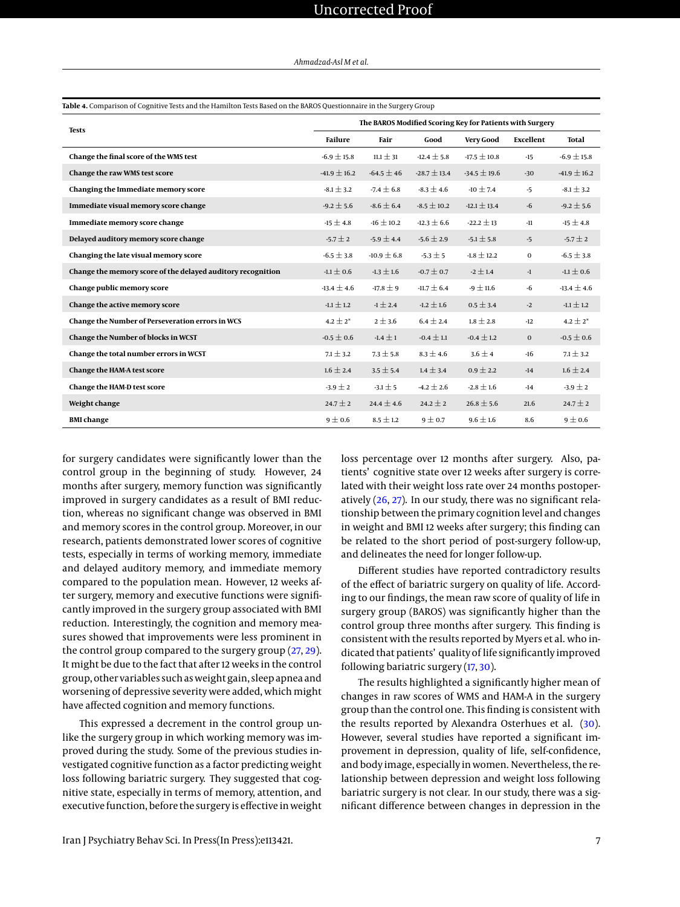**Table 4.** Comparison of Cognitive Tests and the Hamilton Tests Based on the BAROS Questionnaire in the Surgery Group

| Tests | The BAROS Modified Scoring Key for Patients with Surgery | | | | | |
|---|---|---|---|---|---|---|
| | Failure | Fair | Good | Very Good | Excellent | Total |
| Change the final score of the WMS test | -6.9 ± 15.8 | 11.1 ± 31 | -12.4 ± 5.8 | -17.5 ± 10.8 | -15 | -6.9 ± 15.8 |
| Change the raw WMS test score | -41.9 ± 16.2 | -64.5 ± 46 | -28.7 ± 13.4 | -34.5 ± 19.6 | -30 | -41.9 ± 16.2 |
| Changing the Immediate memory score | -8.1 ± 3.2 | -7.4 ± 6.8 | -8.3 ± 4.6 | -10 ± 7.4 | -5 | -8.1 ± 3.2 |
| Immediate visual memory score change | -9.2 ± 5.6 | -8.6 ± 6.4 | -8.5 ± 10.2 | -12.1 ± 13.4 | -6 | -9.2 ± 5.6 |
| Immediate memory score change | -15 ± 4.8 | -16 ± 10.2 | -12.3 ± 6.6 | -22.2 ± 13 | -11 | -15 ± 4.8 |
| Delayed auditory memory score change | -5.7 ± 2 | -5.9 ± 4.4 | -5.6 ± 2.9 | -5.1 ± 5.8 | -5 | -5.7 ± 2 |
| Changing the late visual memory score | -6.5 ± 3.8 | -10.9 ± 6.8 | -5.3 ± 5 | -1.8 ± 12.2 | 0 | -6.5 ± 3.8 |
| Change the memory score of the delayed auditory recognition | -1.1 ± 0.6 | -1.3 ± 1.6 | -0.7 ± 0.7 | -2 ± 1.4 | -1 | -1.1 ± 0.6 |
| Change public memory score | -13.4 ± 4.6 | -17.8 ± 9 | -11.7 ± 6.4 | -9 ± 11.6 | -6 | -13.4 ± 4.6 |
| Change the active memory score | -1.1 ± 1.2 | -1 ± 2.4 | -1.2 ± 1.6 | 0.5 ± 3.4 | -2 | -1.1 ± 1.2 |
| Change the Number of Perseveration errors in WCS | 4.2 ± 2* | 2 ± 3.6 | 6.4 ± 2.4 | 1.8 ± 2.8 | -12 | 4.2 ± 2* |
| Change the Number of blocks in WCST | -0.5 ± 0.6 | -1.4 ± 1 | -0.4 ± 1.1 | -0.4 ± 1.2 | 0 | -0.5 ± 0.6 |
| Change the total number errors in WCST | 7.1 ± 3.2 | 7.3 ± 5.8 | 8.3 ± 4.6 | 3.6 ± 4 | -16 | 7.1 ± 3.2 |
| Change the HAM-A test score | 1.6 ± 2.4 | 3.5 ± 5.4 | 1.4 ± 3.4 | 0.9 ± 2.2 | -14 | 1.6 ± 2.4 |
| Change the HAM-D test score | -3.9 ± 2 | -3.1 ± 5 | -4.2 ± 2.6 | -2.8 ± 1.6 | -14 | -3.9 ± 2 |
| Weight change | 24.7 ± 2 | 24.4 ± 4.6 | 24.2 ± 2 | 26.8 ± 5.6 | 21.6 | 24.7 ± 2 |
| BMI change | 9 ± 0.6 | 8.5 ± 1.2 | 9 ± 0.7 | 9.6 ± 1.6 | 8.6 | 9 ± 0.6 |

for surgery candidates were significantly lower than the control group in the beginning of study. However, 24 months after surgery, memory function was significantly improved in surgery candidates as a result of BMI reduction, whereas no significant change was observed in BMI and memory scores in the control group. Moreover, in our research, patients demonstrated lower scores of cognitive tests, especially in terms of working memory, immediate and delayed auditory memory, and immediate memory compared to the population mean. However, 12 weeks after surgery, memory and executive functions were significantly improved in the surgery group associated with BMI reduction. Interestingly, the cognition and memory measures showed that improvements were less prominent in the control group compared to the surgery group (27, 29). It might be due to the fact that after 12 weeks in the control group, other variables such as weight gain, sleep apnea and worsening of depressive severity were added, which might have affected cognition and memory functions.

This expressed a decrement in the control group unlike the surgery group in which working memory was improved during the study. Some of the previous studies investigated cognitive function as a factor predicting weight loss following bariatric surgery. They suggested that cognitive state, especially in terms of memory, attention, and executive function, before the surgery is effective in weight loss percentage over 12 months after surgery. Also, patients' cognitive state over 12 weeks after surgery is correlated with their weight loss rate over 24 months postoperatively (26, 27). In our study, there was no significant relationship between the primary cognition level and changes in weight and BMI 12 weeks after surgery; this finding can be related to the short period of post-surgery follow-up, and delineates the need for longer follow-up.

Different studies have reported contradictory results of the effect of bariatric surgery on quality of life. According to our findings, the mean raw score of quality of life in surgery group (BAROS) was significantly higher than the control group three months after surgery. This finding is consistent with the results reported by Myers et al. who indicated that patients' quality of life significantly improved following bariatric surgery (17, 30).

The results highlighted a significantly higher mean of changes in raw scores of WMS and HAM-A in the surgery group than the control one. This finding is consistent with the results reported by Alexandra Osterhues et al. (30). However, several studies have reported a significant improvement in depression, quality of life, self-confidence, and body image, especially in women. Nevertheless, the relationship between depression and weight loss following bariatric surgery is not clear. In our study, there was a significant difference between changes in depression in the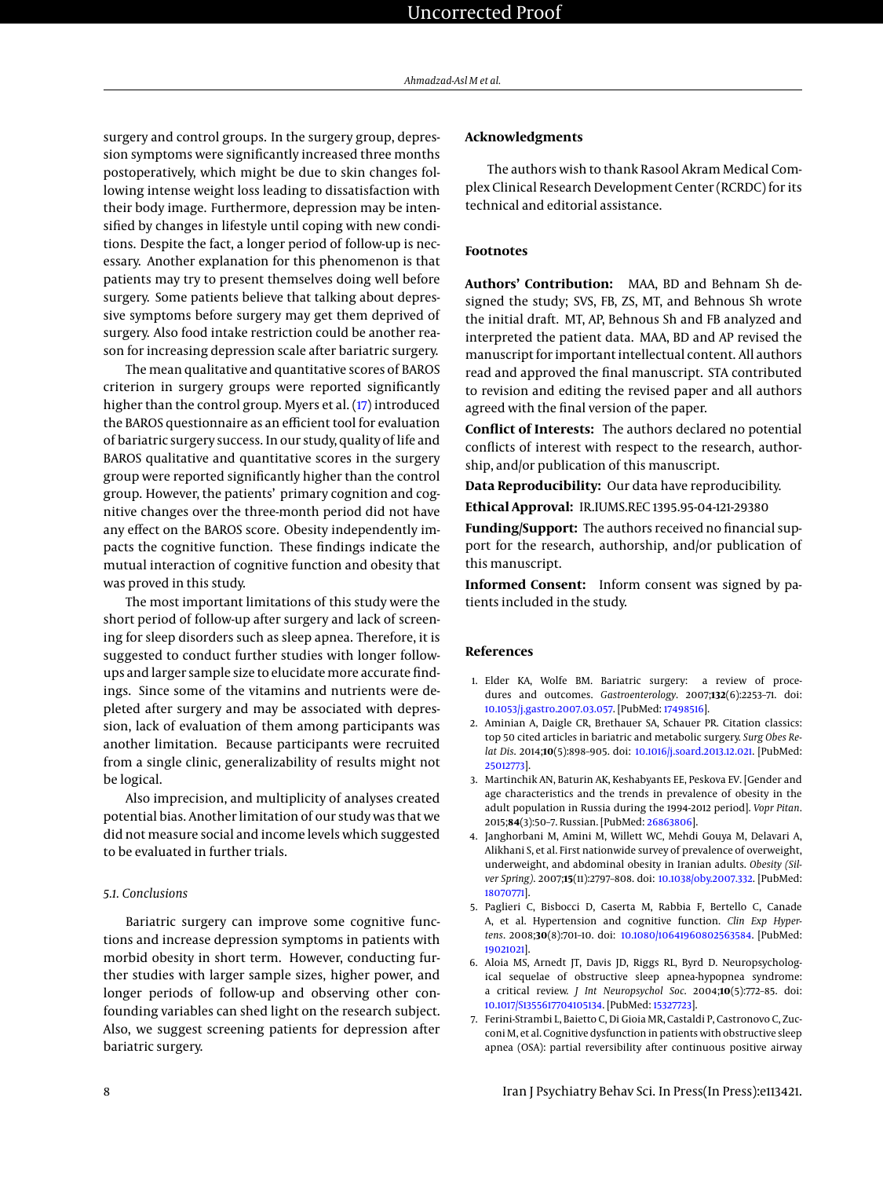surgery and control groups. In the surgery group, depression symptoms were significantly increased three months postoperatively, which might be due to skin changes following intense weight loss leading to dissatisfaction with their body image. Furthermore, depression may be intensified by changes in lifestyle until coping with new conditions. Despite the fact, a longer period of follow-up is necessary. Another explanation for this phenomenon is that patients may try to present themselves doing well before surgery. Some patients believe that talking about depressive symptoms before surgery may get them deprived of surgery. Also food intake restriction could be another reason for increasing depression scale after bariatric surgery.

The mean qualitative and quantitative scores of BAROS criterion in surgery groups were reported significantly higher than the control group. Myers et al. (17) introduced the BAROS questionnaire as an efficient tool for evaluation of bariatric surgery success. In our study, quality of life and BAROS qualitative and quantitative scores in the surgery group were reported significantly higher than the control group. However, the patients' primary cognition and cognitive changes over the three-month period did not have any effect on the BAROS score. Obesity independently impacts the cognitive function. These findings indicate the mutual interaction of cognitive function and obesity that was proved in this study.

The most important limitations of this study were the short period of follow-up after surgery and lack of screening for sleep disorders such as sleep apnea. Therefore, it is suggested to conduct further studies with longer follow-ups and larger sample size to elucidate more accurate findings. Since some of the vitamins and nutrients were depleted after surgery and may be associated with depression, lack of evaluation of them among participants was another limitation. Because participants were recruited from a single clinic, generalizability of results might not be logical.

Also imprecision, and multiplicity of analyses created potential bias. Another limitation of our study was that we did not measure social and income levels which suggested to be evaluated in further trials.

### 5.1. Conclusions

Bariatric surgery can improve some cognitive functions and increase depression symptoms in patients with morbid obesity in short term. However, conducting further studies with larger sample sizes, higher power, and longer periods of follow-up and observing other confounding variables can shed light on the research subject. Also, we suggest screening patients for depression after bariatric surgery.

## Acknowledgments

The authors wish to thank Rasool Akram Medical Complex Clinical Research Development Center (RCRDC) for its technical and editorial assistance.

## Footnotes

**Authors' Contribution:** MAA, BD and Behnam Sh designed the study; SVS, FB, ZS, MT, and Behnous Sh wrote the initial draft. MT, AP, Behnous Sh and FB analyzed and interpreted the patient data. MAA, BD and AP revised the manuscript for important intellectual content. All authors read and approved the final manuscript. STA contributed to revision and editing the revised paper and all authors agreed with the final version of the paper.

**Conflict of Interests:** The authors declared no potential conflicts of interest with respect to the research, authorship, and/or publication of this manuscript.

**Data Reproducibility:** Our data have reproducibility.

**Ethical Approval:** IR.IUMS.REC 1395.95-04-121-29380

**Funding/Support:** The authors received no financial support for the research, authorship, and/or publication of this manuscript.

**Informed Consent:** Inform consent was signed by patients included in the study.

## References

1. Elder KA, Wolfe BM. Bariatric surgery: a review of procedures and outcomes. *Gastroenterology*. 2007;**132**(6):2253–71. doi: 10.1053/j.gastro.2007.03.057. [PubMed: 17498516].
2. Aminian A, Daigle CR, Brethauer SA, Schauer PR. Citation classics: top 50 cited articles in bariatric and metabolic surgery. *Surg Obes Relat Dis*. 2014;**10**(5):898–905. doi: 10.1016/j.soard.2013.12.021. [PubMed: 25012773].
3. Martinchik AN, Baturin AK, Keshabyants EE, Peskova EV. [Gender and age characteristics and the trends in prevalence of obesity in the adult population in Russia during the 1994-2012 period]. *Vopr Pitan*. 2015;**84**(3):50–7. Russian. [PubMed: 26863806].
4. Janghorbani M, Amini M, Willett WC, Mehdi Gouya M, Delavari A, Alikhani S, et al. First nationwide survey of prevalence of overweight, underweight, and abdominal obesity in Iranian adults. *Obesity (Silver Spring)*. 2007;**15**(11):2797–808. doi: 10.1038/oby.2007.332. [PubMed: 18070771].
5. Paglieri C, Bisbocci D, Caserta M, Rabbia F, Bertello C, Canade A, et al. Hypertension and cognitive function. *Clin Exp Hypertens*. 2008;**30**(8):701–10. doi: 10.1080/10641960802563584. [PubMed: 19021021].
6. Aloia MS, Arnedt JT, Davis JD, Riggs RL, Byrd D. Neuropsychological sequelae of obstructive sleep apnea-hypopnea syndrome: a critical review. *J Int Neuropsychol Soc*. 2004;**10**(5):772–85. doi: 10.1017/S1355617704105134. [PubMed: 15327723].
7. Ferini-Strambi L, Baietto C, Di Gioia MR, Castaldi P, Castronovo C, Zucconi M, et al. Cognitive dysfunction in patients with obstructive sleep apnea (OSA): partial reversibility after continuous positive airway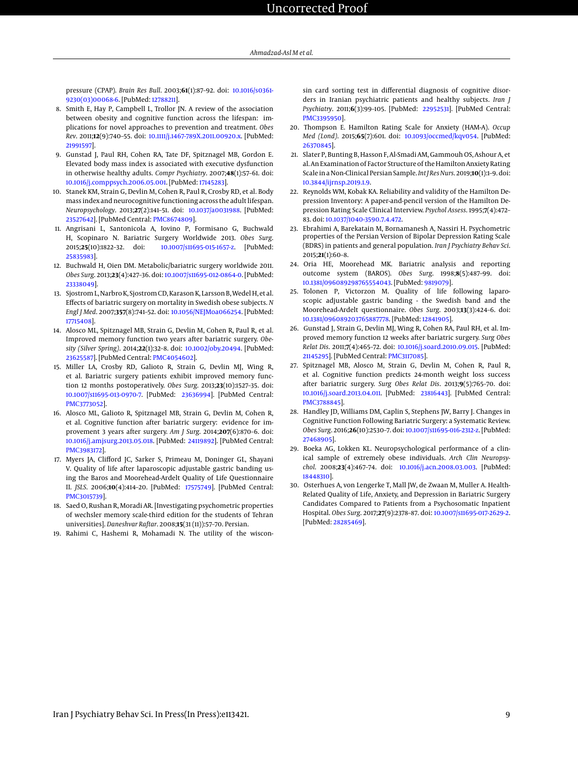pressure (CPAP). *Brain Res Bull*. 2003;**61**(1):87–92. doi: 10.1016/s0361-9230(03)00068-6. [PubMed: 12788211].

8. Smith E, Hay P, Campbell L, Trollor JN. A review of the association between obesity and cognitive function across the lifespan: implications for novel approaches to prevention and treatment. *Obes Rev*. 2011;**12**(9):740–55. doi: 10.1111/j.1467-789X.2011.00920.x. [PubMed: 21991597].
9. Gunstad J, Paul RH, Cohen RA, Tate DF, Spitznagel MB, Gordon E. Elevated body mass index is associated with executive dysfunction in otherwise healthy adults. *Compr Psychiatry*. 2007;**48**(1):57–61. doi: 10.1016/j.comppsych.2006.05.001. [PubMed: 17145283].
10. Stanek KM, Strain G, Devlin M, Cohen R, Paul R, Crosby RD, et al. Body mass index and neurocognitive functioning across the adult lifespan. *Neuropsychology*. 2013;**27**(2):141–51. doi: 10.1037/a0031988. [PubMed: 23527642]. [PubMed Central: PMC8674809].
11. Angrisani L, Santonicola A, Iovino P, Formisano G, Buchwald H, Scopinaro N. Bariatric Surgery Worldwide 2013. *Obes Surg*. 2015;**25**(10):1822–32. doi: 10.1007/s11695-015-1657-z. [PubMed: 25835983].
12. Buchwald H, Oien DM. Metabolic/bariatric surgery worldwide 2011. *Obes Surg*. 2013;**23**(4):427–36. doi: 10.1007/s11695-012-0864-0. [PubMed: 23338049].
13. Sjostrom L, Narbro K, Sjostrom CD, Karason K, Larsson B, Wedel H, et al. Effects of bariatric surgery on mortality in Swedish obese subjects. *N Engl J Med*. 2007;**357**(8):741–52. doi: 10.1056/NEJMoa066254. [PubMed: 17715408].
14. Alosco ML, Spitznagel MB, Strain G, Devlin M, Cohen R, Paul R, et al. Improved memory function two years after bariatric surgery. *Obesity (Silver Spring)*. 2014;**22**(1):32–8. doi: 10.1002/oby.20494. [PubMed: 23625587]. [PubMed Central: PMC4054602].
15. Miller LA, Crosby RD, Galioto R, Strain G, Devlin MJ, Wing R, et al. Bariatric surgery patients exhibit improved memory function 12 months postoperatively. *Obes Surg*. 2013;**23**(10):1527–35. doi: 10.1007/s11695-013-0970-7. [PubMed: 23636994]. [PubMed Central: PMC3773052].
16. Alosco ML, Galioto R, Spitznagel MB, Strain G, Devlin M, Cohen R, et al. Cognitive function after bariatric surgery: evidence for improvement 3 years after surgery. *Am J Surg*. 2014;**207**(6):870–6. doi: 10.1016/j.amjsurg.2013.05.018. [PubMed: 24119892]. [PubMed Central: PMC3983172].
17. Myers JA, Clifford JC, Sarker S, Primeau M, Doninger GL, Shayani V. Quality of life after laparoscopic adjustable gastric banding using the Baros and Moorehead-Ardelt Quality of Life Questionnaire II. *JSLS*. 2006;**10**(4):414–20. [PubMed: 17575749]. [PubMed Central: PMC3015739].
18. Saed O, Rushan R, Moradi AR. [Investigating psychometric properties of wechsler memory scale-third edition for the students of Tehran universities]. *Daneshvar Raftar*. 2008;**15**(31 (11)):57–70. Persian.
19. Rahimi C, Hashemi R, Mohamadi N. The utility of the wisconsin card sorting test in differential diagnosis of cognitive disorders in Iranian psychiatric patients and healthy subjects. *Iran J Psychiatry*. 2011;**6**(3):99–105. [PubMed: 22952531]. [PubMed Central: PMC3395950].
20. Thompson E. Hamilton Rating Scale for Anxiety (HAM-A). *Occup Med (Lond)*. 2015;**65**(7):601. doi: 10.1093/occmed/kqv054. [PubMed: 26370845].
21. Slater P, Bunting B, Hasson F, Al-Smadi AM, Gammouh OS, Ashour A, et al. An Examination of Factor Structure of the Hamilton Anxiety Rating Scale in a Non-Clinical Persian Sample. *Int J Res Nurs*. 2019;**10**(1):1–9. doi: 10.3844/ijrnsp.2019.1.9.
22. Reynolds WM, Kobak KA. Reliability and validity of the Hamilton Depression Inventory: A paper-and-pencil version of the Hamilton Depression Rating Scale Clinical Interview. *Psychol Assess*. 1995;**7**(4):472–83. doi: 10.1037/1040-3590.7.4.472.
23. Ebrahimi A, Barekatain M, Bornamanesh A, Nassiri H. Psychometric properties of the Persian Version of Bipolar Depression Rating Scale (BDRS) in patients and general population. *Iran J Psychiatry Behav Sci*. 2015;**21**(1):60–8.
24. Oria HE, Moorehead MK. Bariatric analysis and reporting outcome system (BAROS). *Obes Surg*. 1998;**8**(5):487–99. doi: 10.1381/096089298765554043. [PubMed: 9819079].
25. Tolonen P, Victorzon M. Quality of life following laparoscopic adjustable gastric banding - the Swedish band and the Moorehead-Ardelt questionnaire. *Obes Surg*. 2003;**13**(3):424–6. doi: 10.1381/096089203765887778. [PubMed: 12841905].
26. Gunstad J, Strain G, Devlin MJ, Wing R, Cohen RA, Paul RH, et al. Improved memory function 12 weeks after bariatric surgery. *Surg Obes Relat Dis*. 2011;**7**(4):465–72. doi: 10.1016/j.soard.2010.09.015. [PubMed: 21145295]. [PubMed Central: PMC3117085].
27. Spitznagel MB, Alosco M, Strain G, Devlin M, Cohen R, Paul R, et al. Cognitive function predicts 24-month weight loss success after bariatric surgery. *Surg Obes Relat Dis*. 2013;**9**(5):765–70. doi: 10.1016/j.soard.2013.04.011. [PubMed: 23816443]. [PubMed Central: PMC3788845].
28. Handley JD, Williams DM, Caplin S, Stephens JW, Barry J. Changes in Cognitive Function Following Bariatric Surgery: a Systematic Review. *Obes Surg*. 2016;**26**(10):2530–7. doi: 10.1007/s11695-016-2312-z. [PubMed: 27468905].
29. Boeka AG, Lokken KL. Neuropsychological performance of a clinical sample of extremely obese individuals. *Arch Clin Neuropsychol*. 2008;**23**(4):467–74. doi: 10.1016/j.acn.2008.03.003. [PubMed: 18448310].
30. Osterhues A, von Lengerke T, Mall JW, de Zwaan M, Muller A. Health-Related Quality of Life, Anxiety, and Depression in Bariatric Surgery Candidates Compared to Patients from a Psychosomatic Inpatient Hospital. *Obes Surg*. 2017;**27**(9):2378–87. doi: 10.1007/s11695-017-2629-2. [PubMed: 28285469].